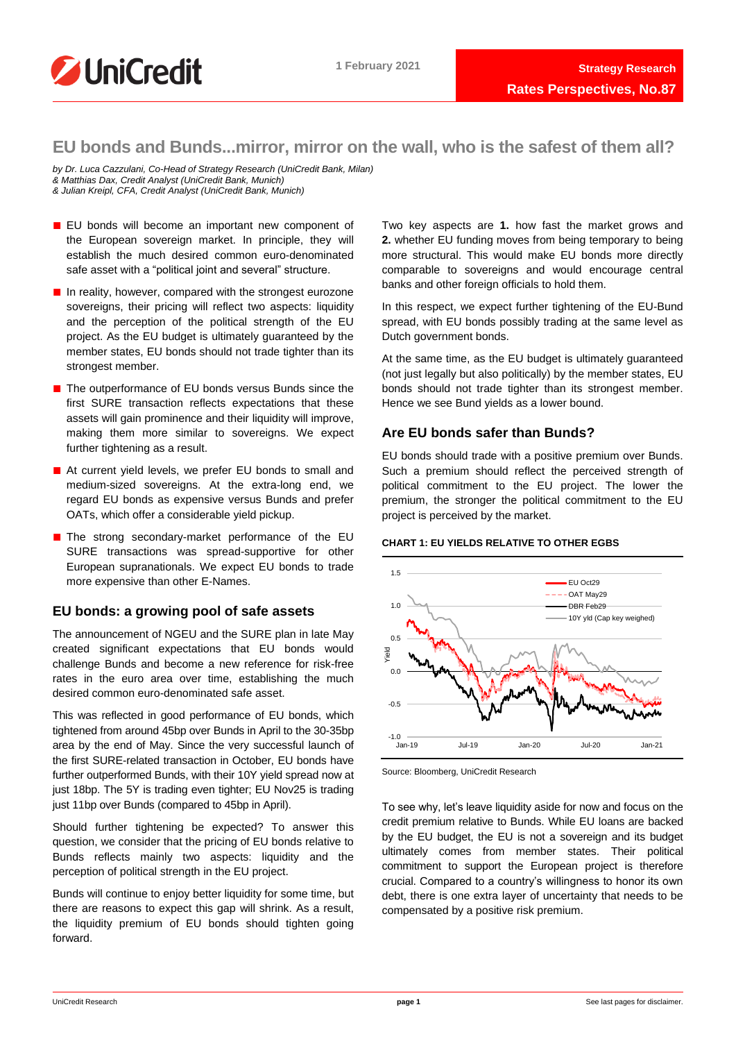UniCredit

1 February 2021

**Strategy Research**

**Rates Perspectives, No.87**

# EU bonds and Bunds...mirror, mirror on the wall, who is the safest of them all?

*by Dr. Luca Cazzulani, Co-Head of Strategy Research (UniCredit Bank, Milan)*
*& Matthias Dax, Credit Analyst (UniCredit Bank, Munich)*
*& Julian Kreipl, CFA, Credit Analyst (UniCredit Bank, Munich)*

- EU bonds will become an important new component of the European sovereign market. In principle, they will establish the much desired common euro-denominated safe asset with a "political joint and several" structure.
- In reality, however, compared with the strongest eurozone sovereigns, their pricing will reflect two aspects: liquidity and the perception of the political strength of the EU project. As the EU budget is ultimately guaranteed by the member states, EU bonds should not trade tighter than its strongest member.
- The outperformance of EU bonds versus Bunds since the first SURE transaction reflects expectations that these assets will gain prominence and their liquidity will improve, making them more similar to sovereigns. We expect further tightening as a result.
- At current yield levels, we prefer EU bonds to small and medium-sized sovereigns. At the extra-long end, we regard EU bonds as expensive versus Bunds and prefer OATs, which offer a considerable yield pickup.
- The strong secondary-market performance of the EU SURE transactions was spread-supportive for other European supranationals. We expect EU bonds to trade more expensive than other E-Names.

## EU bonds: a growing pool of safe assets

The announcement of NGEU and the SURE plan in late May created significant expectations that EU bonds would challenge Bunds and become a new reference for risk-free rates in the euro area over time, establishing the much desired common euro-denominated safe asset.

This was reflected in good performance of EU bonds, which tightened from around 45bp over Bunds in April to the 30-35bp area by the end of May. Since the very successful launch of the first SURE-related transaction in October, EU bonds have further outperformed Bunds, with their 10Y yield spread now at just 18bp. The 5Y is trading even tighter; EU Nov25 is trading just 11bp over Bunds (compared to 45bp in April).

Should further tightening be expected? To answer this question, we consider that the pricing of EU bonds relative to Bunds reflects mainly two aspects: liquidity and the perception of political strength in the EU project.

Bunds will continue to enjoy better liquidity for some time, but there are reasons to expect this gap will shrink. As a result, the liquidity premium of EU bonds should tighten going forward.

Two key aspects are **1.** how fast the market grows and **2.** whether EU funding moves from being temporary to being more structural. This would make EU bonds more directly comparable to sovereigns and would encourage central banks and other foreign officials to hold them.

In this respect, we expect further tightening of the EU-Bund spread, with EU bonds possibly trading at the same level as Dutch government bonds.

At the same time, as the EU budget is ultimately guaranteed (not just legally but also politically) by the member states, EU bonds should not trade tighter than its strongest member. Hence we see Bund yields as a lower bound.

## Are EU bonds safer than Bunds?

EU bonds should trade with a positive premium over Bunds. Such a premium should reflect the perceived strength of political commitment to the EU project. The lower the premium, the stronger the political commitment to the EU project is perceived by the market.

**CHART 1: EU YIELDS RELATIVE TO OTHER EGBS**

Source: Bloomberg, UniCredit Research

To see why, let's leave liquidity aside for now and focus on the credit premium relative to Bunds. While EU loans are backed by the EU budget, the EU is not a sovereign and its budget ultimately comes from member states. Their political commitment to support the European project is therefore crucial. Compared to a country's willingness to honor its own debt, there is one extra layer of uncertainty that needs to be compensated by a positive risk premium.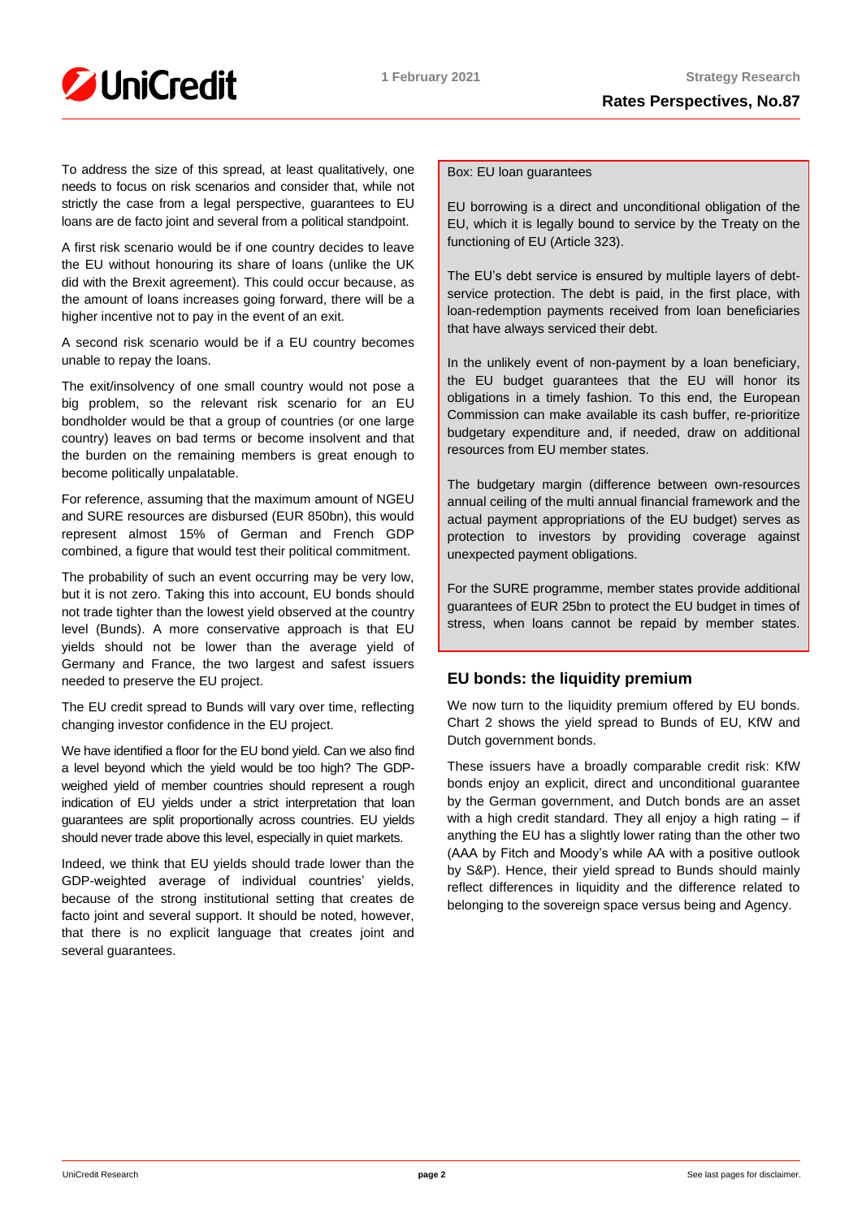To address the size of this spread, at least qualitatively, one needs to focus on risk scenarios and consider that, while not strictly the case from a legal perspective, guarantees to EU loans are de facto joint and several from a political standpoint.

A first risk scenario would be if one country decides to leave the EU without honouring its share of loans (unlike the UK did with the Brexit agreement). This could occur because, as the amount of loans increases going forward, there will be a higher incentive not to pay in the event of an exit.

A second risk scenario would be if a EU country becomes unable to repay the loans.

The exit/insolvency of one small country would not pose a big problem, so the relevant risk scenario for an EU bondholder would be that a group of countries (or one large country) leaves on bad terms or become insolvent and that the burden on the remaining members is great enough to become politically unpalatable.

For reference, assuming that the maximum amount of NGEU and SURE resources are disbursed (EUR 850bn), this would represent almost 15% of German and French GDP combined, a figure that would test their political commitment.

The probability of such an event occurring may be very low, but it is not zero. Taking this into account, EU bonds should not trade tighter than the lowest yield observed at the country level (Bunds). A more conservative approach is that EU yields should not be lower than the average yield of Germany and France, the two largest and safest issuers needed to preserve the EU project.

The EU credit spread to Bunds will vary over time, reflecting changing investor confidence in the EU project.

We have identified a floor for the EU bond yield. Can we also find a level beyond which the yield would be too high? The GDP-weighed yield of member countries should represent a rough indication of EU yields under a strict interpretation that loan guarantees are split proportionally across countries. EU yields should never trade above this level, especially in quiet markets.

Indeed, we think that EU yields should trade lower than the GDP-weighted average of individual countries' yields, because of the strong institutional setting that creates de facto joint and several support. It should be noted, however, that there is no explicit language that creates joint and several guarantees.

Box: EU loan guarantees

EU borrowing is a direct and unconditional obligation of the EU, which it is legally bound to service by the Treaty on the functioning of EU (Article 323).

The EU's debt service is ensured by multiple layers of debt-service protection. The debt is paid, in the first place, with loan-redemption payments received from loan beneficiaries that have always serviced their debt.

In the unlikely event of non-payment by a loan beneficiary, the EU budget guarantees that the EU will honor its obligations in a timely fashion. To this end, the European Commission can make available its cash buffer, re-prioritize budgetary expenditure and, if needed, draw on additional resources from EU member states.

The budgetary margin (difference between own-resources annual ceiling of the multi annual financial framework and the actual payment appropriations of the EU budget) serves as protection to investors by providing coverage against unexpected payment obligations.

For the SURE programme, member states provide additional guarantees of EUR 25bn to protect the EU budget in times of stress, when loans cannot be repaid by member states.

## EU bonds: the liquidity premium

We now turn to the liquidity premium offered by EU bonds. Chart 2 shows the yield spread to Bunds of EU, KfW and Dutch government bonds.

These issuers have a broadly comparable credit risk: KfW bonds enjoy an explicit, direct and unconditional guarantee by the German government, and Dutch bonds are an asset with a high credit standard. They all enjoy a high rating – if anything the EU has a slightly lower rating than the other two (AAA by Fitch and Moody's while AA with a positive outlook by S&P). Hence, their yield spread to Bunds should mainly reflect differences in liquidity and the difference related to belonging to the sovereign space versus being and Agency.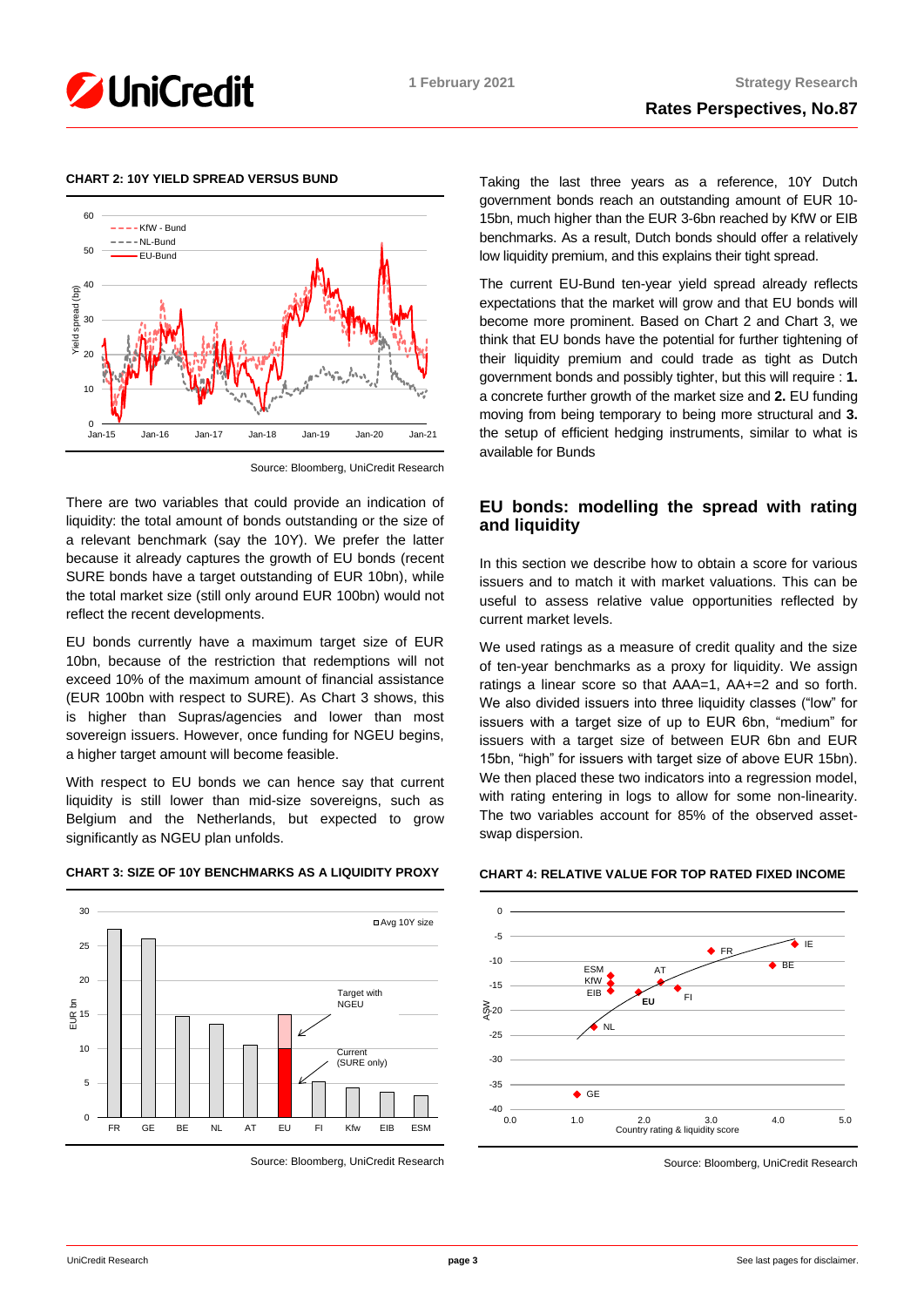**CHART 2: 10Y YIELD SPREAD VERSUS BUND**

Source: Bloomberg, UniCredit Research

There are two variables that could provide an indication of liquidity: the total amount of bonds outstanding or the size of a relevant benchmark (say the 10Y). We prefer the latter because it already captures the growth of EU bonds (recent SURE bonds have a target outstanding of EUR 10bn), while the total market size (still only around EUR 100bn) would not reflect the recent developments.

EU bonds currently have a maximum target size of EUR 10bn, because of the restriction that redemptions will not exceed 10% of the maximum amount of financial assistance (EUR 100bn with respect to SURE). As Chart 3 shows, this is higher than Supras/agencies and lower than most sovereign issuers. However, once funding for NGEU begins, a higher target amount will become feasible.

With respect to EU bonds we can hence say that current liquidity is still lower than mid-size sovereigns, such as Belgium and the Netherlands, but expected to grow significantly as NGEU plan unfolds.

**CHART 3: SIZE OF 10Y BENCHMARKS AS A LIQUIDITY PROXY**

Source: Bloomberg, UniCredit Research

Taking the last three years as a reference, 10Y Dutch government bonds reach an outstanding amount of EUR 10-15bn, much higher than the EUR 3-6bn reached by KfW or EIB benchmarks. As a result, Dutch bonds should offer a relatively low liquidity premium, and this explains their tight spread.

The current EU-Bund ten-year yield spread already reflects expectations that the market will grow and that EU bonds will become more prominent. Based on Chart 2 and Chart 3, we think that EU bonds have the potential for further tightening of their liquidity premium and could trade as tight as Dutch government bonds and possibly tighter, but this will require : **1.** a concrete further growth of the market size and **2.** EU funding moving from being temporary to being more structural and **3.** the setup of efficient hedging instruments, similar to what is available for Bunds

## EU bonds: modelling the spread with rating and liquidity

In this section we describe how to obtain a score for various issuers and to match it with market valuations. This can be useful to assess relative value opportunities reflected by current market levels.

We used ratings as a measure of credit quality and the size of ten-year benchmarks as a proxy for liquidity. We assign ratings a linear score so that AAA=1, AA+=2 and so forth. We also divided issuers into three liquidity classes ("low" for issuers with a target size of up to EUR 6bn, "medium" for issuers with a target size of between EUR 6bn and EUR 15bn, "high" for issuers with target size of above EUR 15bn). We then placed these two indicators into a regression model, with rating entering in logs to allow for some non-linearity. The two variables account for 85% of the observed asset-swap dispersion.

**CHART 4: RELATIVE VALUE FOR TOP RATED FIXED INCOME**

Source: Bloomberg, UniCredit Research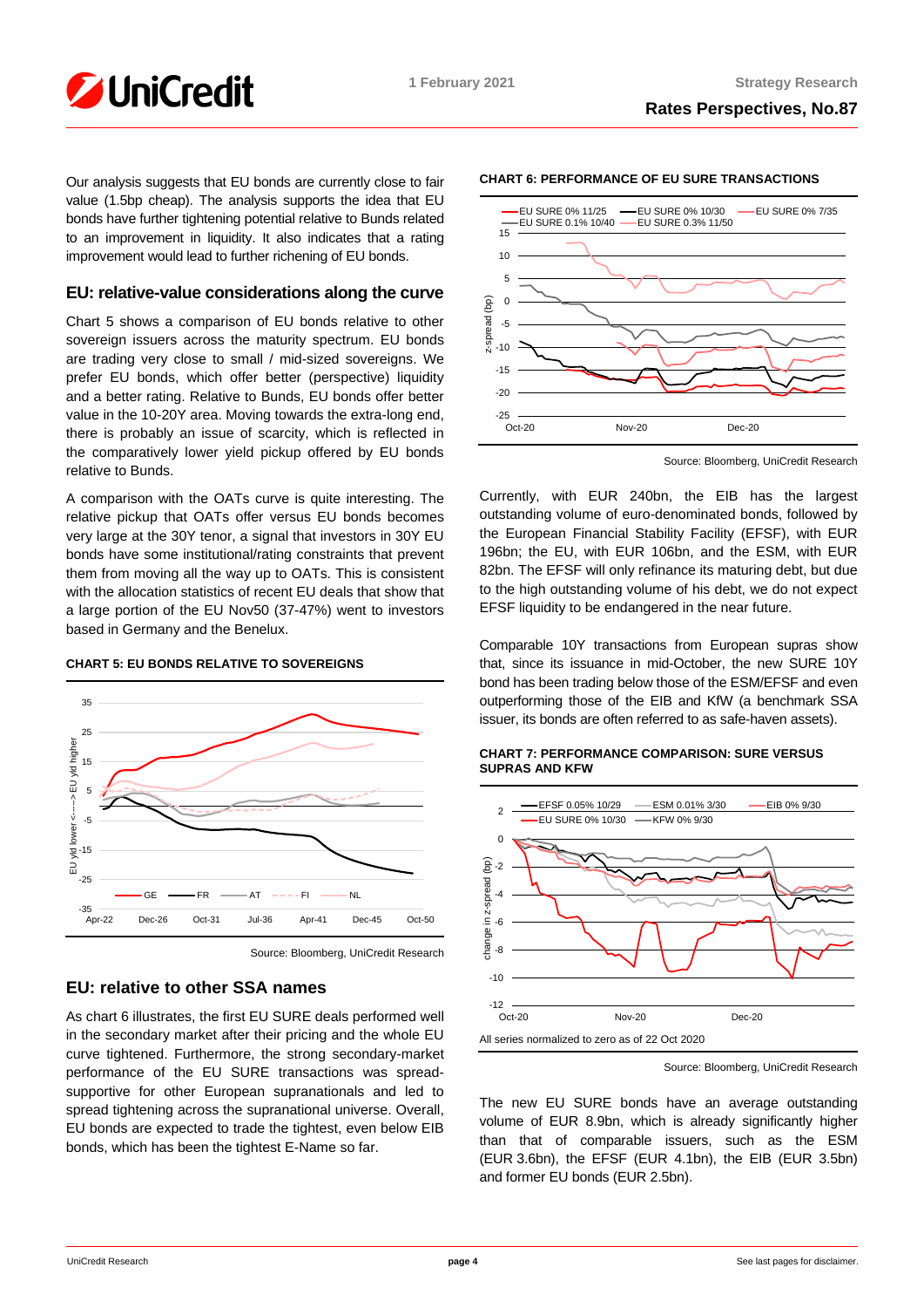Our analysis suggests that EU bonds are currently close to fair value (1.5bp cheap). The analysis supports the idea that EU bonds have further tightening potential relative to Bunds related to an improvement in liquidity. It also indicates that a rating improvement would lead to further richening of EU bonds.

## EU: relative-value considerations along the curve

Chart 5 shows a comparison of EU bonds relative to other sovereign issuers across the maturity spectrum. EU bonds are trading very close to small / mid-sized sovereigns. We prefer EU bonds, which offer better (perspective) liquidity and a better rating. Relative to Bunds, EU bonds offer better value in the 10-20Y area. Moving towards the extra-long end, there is probably an issue of scarcity, which is reflected in the comparatively lower yield pickup offered by EU bonds relative to Bunds.

A comparison with the OATs curve is quite interesting. The relative pickup that OATs offer versus EU bonds becomes very large at the 30Y tenor, a signal that investors in 30Y EU bonds have some institutional/rating constraints that prevent them from moving all the way up to OATs. This is consistent with the allocation statistics of recent EU deals that show that a large portion of the EU Nov50 (37-47%) went to investors based in Germany and the Benelux.

**CHART 5: EU BONDS RELATIVE TO SOVEREIGNS**

Source: Bloomberg, UniCredit Research

## EU: relative to other SSA names

As chart 6 illustrates, the first EU SURE deals performed well in the secondary market after their pricing and the whole EU curve tightened. Furthermore, the strong secondary-market performance of the EU SURE transactions was spread-supportive for other European supranationals and led to spread tightening across the supranational universe. Overall, EU bonds are expected to trade the tightest, even below EIB bonds, which has been the tightest E-Name so far.

**CHART 6: PERFORMANCE OF EU SURE TRANSACTIONS**

Source: Bloomberg, UniCredit Research

Currently, with EUR 240bn, the EIB has the largest outstanding volume of euro-denominated bonds, followed by the European Financial Stability Facility (EFSF), with EUR 196bn; the EU, with EUR 106bn, and the ESM, with EUR 82bn. The EFSF will only refinance its maturing debt, but due to the high outstanding volume of his debt, we do not expect EFSF liquidity to be endangered in the near future.

Comparable 10Y transactions from European supras show that, since its issuance in mid-October, the new SURE 10Y bond has been trading below those of the ESM/EFSF and even outperforming those of the EIB and KfW (a benchmark SSA issuer, its bonds are often referred to as safe-haven assets).

**CHART 7: PERFORMANCE COMPARISON: SURE VERSUS SUPRAS AND KFW**

All series normalized to zero as of 22 Oct 2020

Source: Bloomberg, UniCredit Research

The new EU SURE bonds have an average outstanding volume of EUR 8.9bn, which is already significantly higher than that of comparable issuers, such as the ESM (EUR 3.6bn), the EFSF (EUR 4.1bn), the EIB (EUR 3.5bn) and former EU bonds (EUR 2.5bn).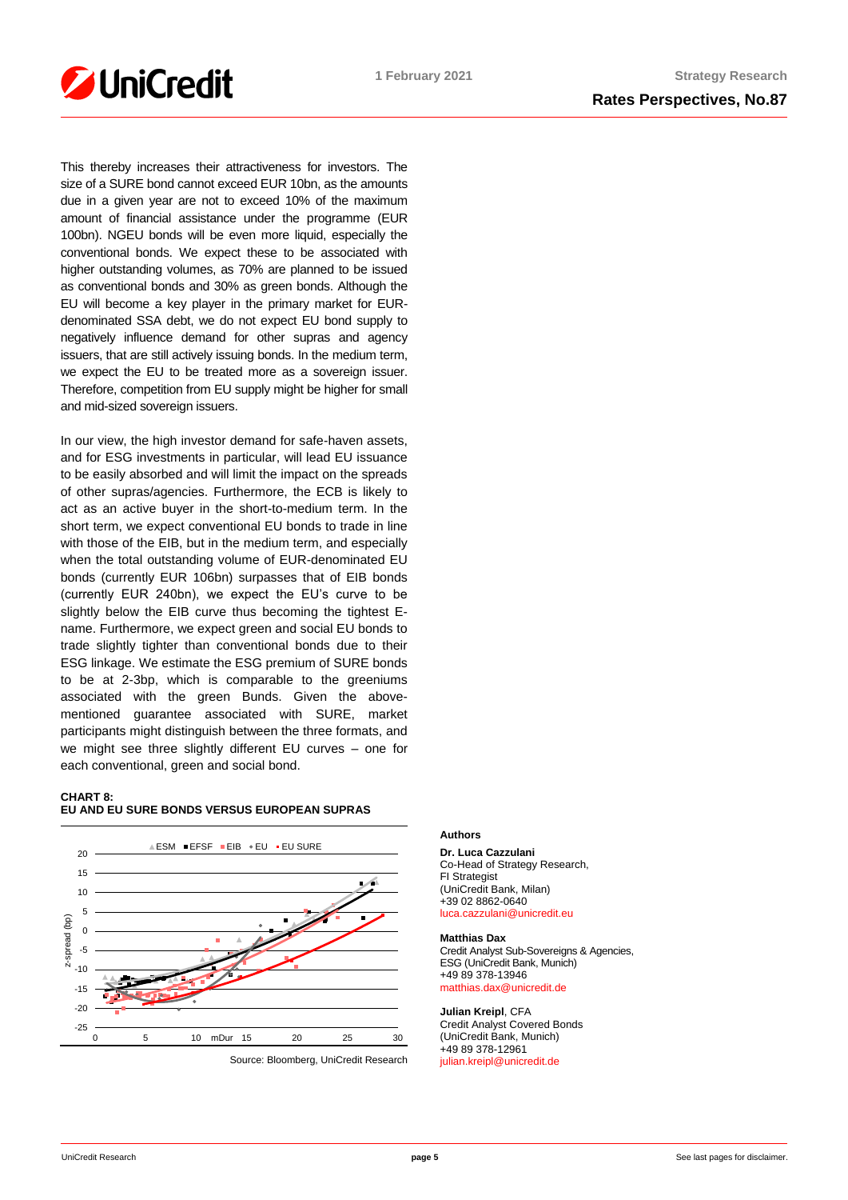This thereby increases their attractiveness for investors. The size of a SURE bond cannot exceed EUR 10bn, as the amounts due in a given year are not to exceed 10% of the maximum amount of financial assistance under the programme (EUR 100bn). NGEU bonds will be even more liquid, especially the conventional bonds. We expect these to be associated with higher outstanding volumes, as 70% are planned to be issued as conventional bonds and 30% as green bonds. Although the EU will become a key player in the primary market for EUR-denominated SSA debt, we do not expect EU bond supply to negatively influence demand for other supras and agency issuers, that are still actively issuing bonds. In the medium term, we expect the EU to be treated more as a sovereign issuer. Therefore, competition from EU supply might be higher for small and mid-sized sovereign issuers.

In our view, the high investor demand for safe-haven assets, and for ESG investments in particular, will lead EU issuance to be easily absorbed and will limit the impact on the spreads of other supras/agencies. Furthermore, the ECB is likely to act as an active buyer in the short-to-medium term. In the short term, we expect conventional EU bonds to trade in line with those of the EIB, but in the medium term, and especially when the total outstanding volume of EUR-denominated EU bonds (currently EUR 106bn) surpasses that of EIB bonds (currently EUR 240bn), we expect the EU's curve to be slightly below the EIB curve thus becoming the tightest E-name. Furthermore, we expect green and social EU bonds to trade slightly tighter than conventional bonds due to their ESG linkage. We estimate the ESG premium of SURE bonds to be at 2-3bp, which is comparable to the greeniums associated with the green Bunds. Given the above-mentioned guarantee associated with SURE, market participants might distinguish between the three formats, and we might see three slightly different EU curves – one for each conventional, green and social bond.

**CHART 8:**
**EU AND EU SURE BONDS VERSUS EUROPEAN SUPRAS**

Source: Bloomberg, UniCredit Research

**Authors**

**Dr. Luca Cazzulani**
Co-Head of Strategy Research,
FI Strategist
(UniCredit Bank, Milan)
+39 02 8862-0640
luca.cazzulani@unicredit.eu

**Matthias Dax**
Credit Analyst Sub-Sovereigns & Agencies,
ESG (UniCredit Bank, Munich)
+49 89 378-13946
matthias.dax@unicredit.de

**Julian Kreipl**, CFA
Credit Analyst Covered Bonds
(UniCredit Bank, Munich)
+49 89 378-12961
julian.kreipl@unicredit.de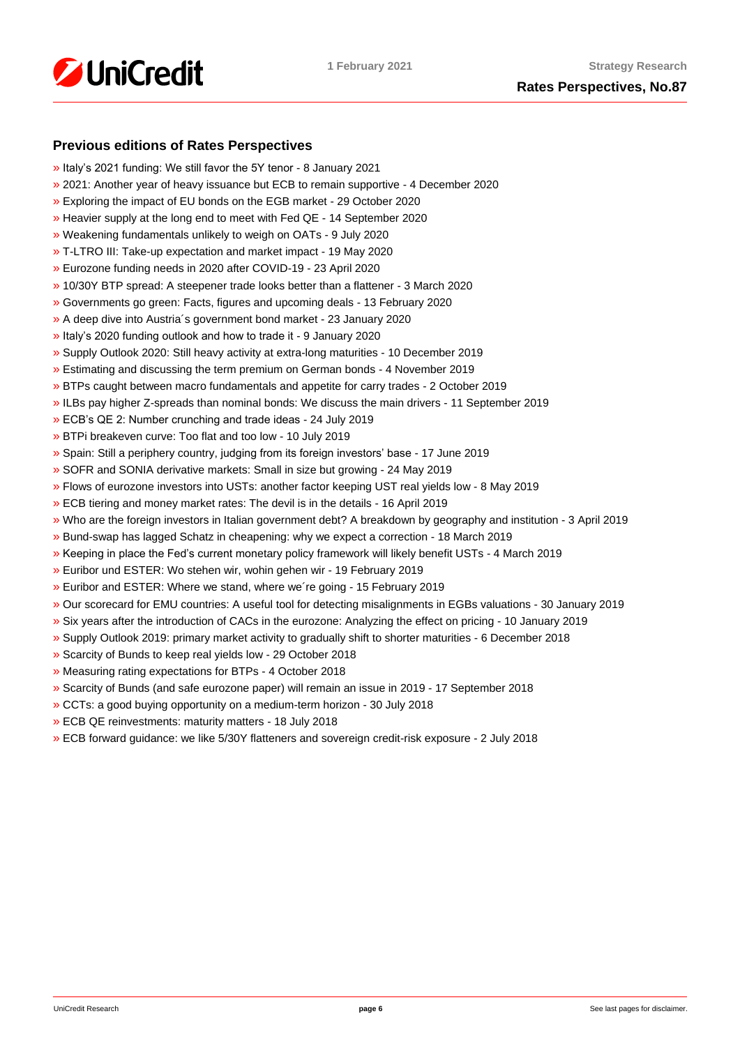## Previous editions of Rates Perspectives

- » Italy's 2021 funding: We still favor the 5Y tenor - 8 January 2021
- » 2021: Another year of heavy issuance but ECB to remain supportive - 4 December 2020
- » Exploring the impact of EU bonds on the EGB market - 29 October 2020
- » Heavier supply at the long end to meet with Fed QE - 14 September 2020
- » Weakening fundamentals unlikely to weigh on OATs - 9 July 2020
- » T-LTRO III: Take-up expectation and market impact - 19 May 2020
- » Eurozone funding needs in 2020 after COVID-19 - 23 April 2020
- » 10/30Y BTP spread: A steepener trade looks better than a flattener - 3 March 2020
- » Governments go green: Facts, figures and upcoming deals - 13 February 2020
- » A deep dive into Austria´s government bond market - 23 January 2020
- » Italy's 2020 funding outlook and how to trade it - 9 January 2020
- » Supply Outlook 2020: Still heavy activity at extra-long maturities - 10 December 2019
- » Estimating and discussing the term premium on German bonds - 4 November 2019
- » BTPs caught between macro fundamentals and appetite for carry trades - 2 October 2019
- » ILBs pay higher Z-spreads than nominal bonds: We discuss the main drivers - 11 September 2019
- » ECB's QE 2: Number crunching and trade ideas - 24 July 2019
- » BTPi breakeven curve: Too flat and too low - 10 July 2019
- » Spain: Still a periphery country, judging from its foreign investors' base - 17 June 2019
- » SOFR and SONIA derivative markets: Small in size but growing - 24 May 2019
- » Flows of eurozone investors into USTs: another factor keeping UST real yields low - 8 May 2019
- » ECB tiering and money market rates: The devil is in the details - 16 April 2019
- » Who are the foreign investors in Italian government debt? A breakdown by geography and institution - 3 April 2019
- » Bund-swap has lagged Schatz in cheapening: why we expect a correction - 18 March 2019
- » Keeping in place the Fed's current monetary policy framework will likely benefit USTs - 4 March 2019
- » Euribor und ESTER: Wo stehen wir, wohin gehen wir - 19 February 2019
- » Euribor and ESTER: Where we stand, where we´re going - 15 February 2019
- » Our scorecard for EMU countries: A useful tool for detecting misalignments in EGBs valuations - 30 January 2019
- » Six years after the introduction of CACs in the eurozone: Analyzing the effect on pricing - 10 January 2019
- » Supply Outlook 2019: primary market activity to gradually shift to shorter maturities - 6 December 2018
- » Scarcity of Bunds to keep real yields low - 29 October 2018
- » Measuring rating expectations for BTPs - 4 October 2018
- » Scarcity of Bunds (and safe eurozone paper) will remain an issue in 2019 - 17 September 2018
- » CCTs: a good buying opportunity on a medium-term horizon - 30 July 2018
- » ECB QE reinvestments: maturity matters - 18 July 2018
- » ECB forward guidance: we like 5/30Y flatteners and sovereign credit-risk exposure - 2 July 2018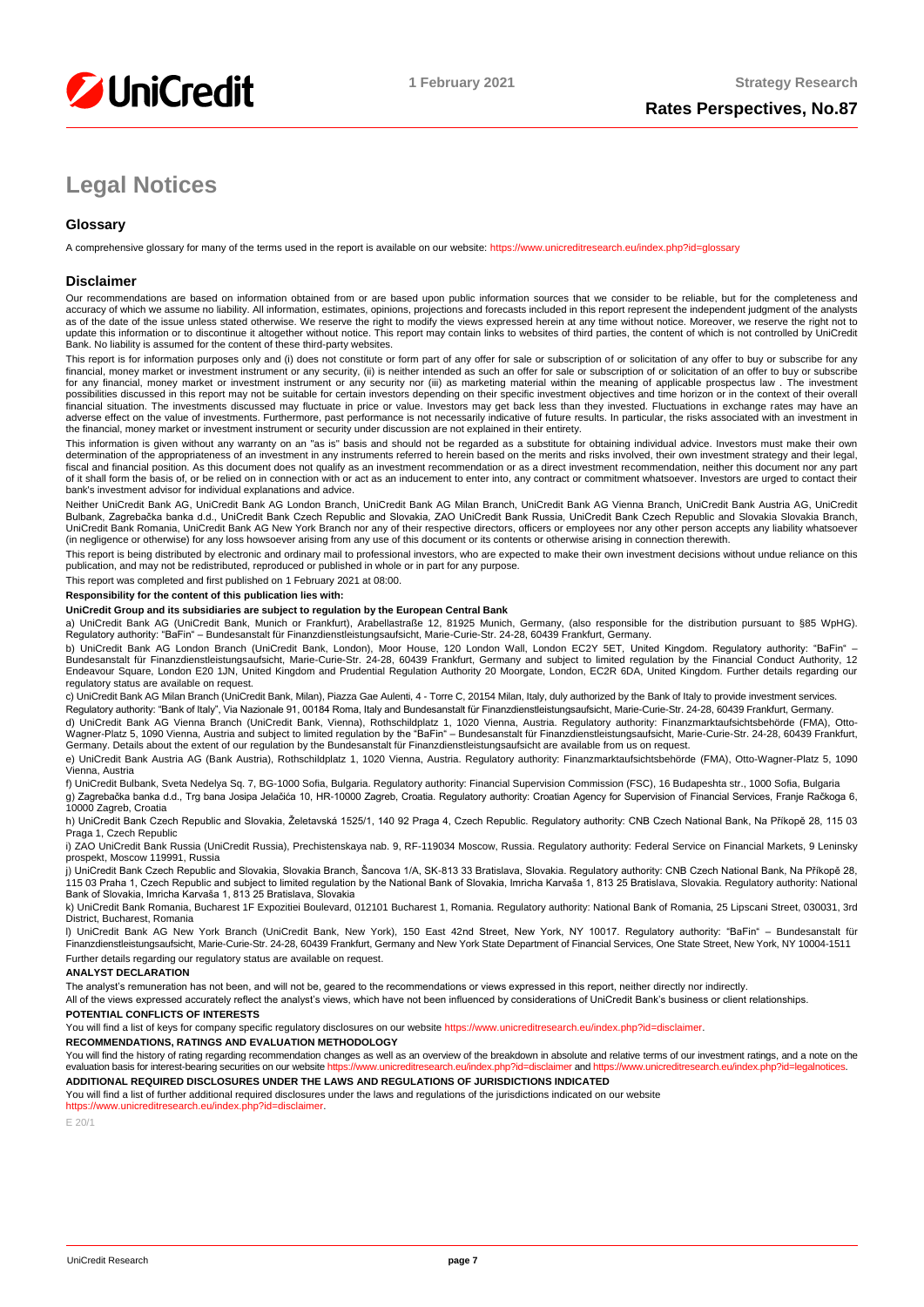# Legal Notices

## Glossary

A comprehensive glossary for many of the terms used in the report is available on our website: https://www.unicreditresearch.eu/index.php?id=glossary

## Disclaimer

Our recommendations are based on information obtained from or are based upon public information sources that we consider to be reliable, but for the completeness and accuracy of which we assume no liability. All information, estimates, opinions, projections and forecasts included in this report represent the independent judgment of the analysts as of the date of the issue unless stated otherwise. We reserve the right to modify the views expressed herein at any time without notice. Moreover, we reserve the right not to update this information or to discontinue it altogether without notice. This report may contain links to websites of third parties, the content of which is not controlled by UniCredit Bank. No liability is assumed for the content of these third-party websites.

This report is for information purposes only and (i) does not constitute or form part of any offer for sale or subscription of or solicitation of any offer to buy or subscribe for any financial, money market or investment instrument or any security, (ii) is neither intended as such an offer for sale or subscription of or solicitation of an offer to buy or subscribe for any financial, money market or investment instrument or any security nor (iii) as marketing material within the meaning of applicable prospectus law . The investment possibilities discussed in this report may not be suitable for certain investors depending on their specific investment objectives and time horizon or in the context of their overall financial situation. The investments discussed may fluctuate in price or value. Investors may get back less than they invested. Fluctuations in exchange rates may have an adverse effect on the value of investments. Furthermore, past performance is not necessarily indicative of future results. In particular, the risks associated with an investment in the financial, money market or investment instrument or security under discussion are not explained in their entirety.

This information is given without any warranty on an "as is" basis and should not be regarded as a substitute for obtaining individual advice. Investors must make their own determination of the appropriateness of an investment in any instruments referred to herein based on the merits and risks involved, their own investment strategy and their legal, fiscal and financial position. As this document does not qualify as an investment recommendation or as a direct investment recommendation, neither this document nor any part of it shall form the basis of, or be relied on in connection with or act as an inducement to enter into, any contract or commitment whatsoever. Investors are urged to contact their bank's investment advisor for individual explanations and advice.

Neither UniCredit Bank AG, UniCredit Bank AG London Branch, UniCredit Bank AG Milan Branch, UniCredit Bank AG Vienna Branch, UniCredit Bank Austria AG, UniCredit Bulbank, Zagrebačka banka d.d., UniCredit Bank Czech Republic and Slovakia, ZAO UniCredit Bank Russia, UniCredit Bank Czech Republic and Slovakia Slovakia Branch, UniCredit Bank Romania, UniCredit Bank AG New York Branch nor any of their respective directors, officers or employees nor any other person accepts any liability whatsoever (in negligence or otherwise) for any loss howsoever arising from any use of this document or its contents or otherwise arising in connection therewith.

This report is being distributed by electronic and ordinary mail to professional investors, who are expected to make their own investment decisions without undue reliance on this publication, and may not be redistributed, reproduced or published in whole or in part for any purpose.

This report was completed and first published on 1 February 2021 at 08:00.

**Responsibility for the content of this publication lies with:**

**UniCredit Group and its subsidiaries are subject to regulation by the European Central Bank**

a) UniCredit Bank AG (UniCredit Bank, Munich or Frankfurt), Arabellastraße 12, 81925 Munich, Germany, (also responsible for the distribution pursuant to §85 WpHG). Regulatory authority: "BaFin" – Bundesanstalt für Finanzdienstleistungsaufsicht, Marie-Curie-Str. 24-28, 60439 Frankfurt, Germany.

b) UniCredit Bank AG London Branch (UniCredit Bank, London), Moor House, 120 London Wall, London EC2Y 5ET, United Kingdom. Regulatory authority: "BaFin" – Bundesanstalt für Finanzdienstleistungsaufsicht, Marie-Curie-Str. 24-28, 60439 Frankfurt, Germany and subject to limited regulation by the Financial Conduct Authority, 12 Endeavour Square, London E20 1JN, United Kingdom and Prudential Regulation Authority 20 Moorgate, London, EC2R 6DA, United Kingdom. Further details regarding our regulatory status are available on request.

c) UniCredit Bank AG Milan Branch (UniCredit Bank, Milan), Piazza Gae Aulenti, 4 - Torre C, 20154 Milan, Italy, duly authorized by the Bank of Italy to provide investment services.
Regulatory authority: "Bank of Italy", Via Nazionale 91, 00184 Roma, Italy and Bundesanstalt für Finanzdienstleistungsaufsicht, Marie-Curie-Str. 24-28, 60439 Frankfurt, Germany.

d) UniCredit Bank AG Vienna Branch (UniCredit Bank, Vienna), Rothschildplatz 1, 1020 Vienna, Austria. Regulatory authority: Finanzmarktaufsichtsbehörde (FMA), Otto-Wagner-Platz 5, 1090 Vienna, Austria and subject to limited regulation by the "BaFin" – Bundesanstalt für Finanzdienstleistungsaufsicht, Marie-Curie-Str. 24-28, 60439 Frankfurt, Germany. Details about the extent of our regulation by the Bundesanstalt für Finanzdienstleistungsaufsicht are available from us on request.

e) UniCredit Bank Austria AG (Bank Austria), Rothschildplatz 1, 1020 Vienna, Austria. Regulatory authority: Finanzmarktaufsichtsbehörde (FMA), Otto-Wagner-Platz 5, 1090 Vienna, Austria

f) UniCredit Bulbank, Sveta Nedelya Sq. 7, BG-1000 Sofia, Bulgaria. Regulatory authority: Financial Supervision Commission (FSC), 16 Budapeshta str., 1000 Sofia, Bulgaria

g) Zagrebačka banka d.d., Trg bana Josipa Jelačića 10, HR-10000 Zagreb, Croatia. Regulatory authority: Croatian Agency for Supervision of Financial Services, Franje Račkoga 6, 10000 Zagreb, Croatia

h) UniCredit Bank Czech Republic and Slovakia, Želetavská 1525/1, 140 92 Praga 4, Czech Republic. Regulatory authority: CNB Czech National Bank, Na Příkopě 28, 115 03 Praga 1, Czech Republic

i) ZAO UniCredit Bank Russia (UniCredit Russia), Prechistenskaya nab. 9, RF-119034 Moscow, Russia. Regulatory authority: Federal Service on Financial Markets, 9 Leninsky prospekt, Moscow 119991, Russia

j) UniCredit Bank Czech Republic and Slovakia, Slovakia Branch, Šancova 1/A, SK-813 33 Bratislava, Slovakia. Regulatory authority: CNB Czech National Bank, Na Příkopě 28, 115 03 Praha 1, Czech Republic and subject to limited regulation by the National Bank of Slovakia, Imricha Karvaša 1, 813 25 Bratislava, Slovakia. Regulatory authority: National Bank of Slovakia, Imricha Karvaša 1, 813 25 Bratislava, Slovakia

k) UniCredit Bank Romania, Bucharest 1F Expozitiei Boulevard, 012101 Bucharest 1, Romania. Regulatory authority: National Bank of Romania, 25 Lipscani Street, 030031, 3rd District, Bucharest, Romania

l) UniCredit Bank AG New York Branch (UniCredit Bank, New York), 150 East 42nd Street, New York, NY 10017. Regulatory authority: "BaFin" – Bundesanstalt für Finanzdienstleistungsaufsicht, Marie-Curie-Str. 24-28, 60439 Frankfurt, Germany and New York State Department of Financial Services, One State Street, New York, NY 10004-1511

Further details regarding our regulatory status are available on request.

**ANALYST DECLARATION**

The analyst's remuneration has not been, and will not be, geared to the recommendations or views expressed in this report, neither directly nor indirectly.

All of the views expressed accurately reflect the analyst's views, which have not been influenced by considerations of UniCredit Bank's business or client relationships.

**POTENTIAL CONFLICTS OF INTERESTS**

You will find a list of keys for company specific regulatory disclosures on our website https://www.unicreditresearch.eu/index.php?id=disclaimer.

**RECOMMENDATIONS, RATINGS AND EVALUATION METHODOLOGY**

You will find the history of rating regarding recommendation changes as well as an overview of the breakdown in absolute and relative terms of our investment ratings, and a note on the evaluation basis for interest-bearing securities on our website https://www.unicreditresearch.eu/index.php?id=disclaimer and https://www.unicreditresearch.eu/index.php?id=legalnotices.

**ADDITIONAL REQUIRED DISCLOSURES UNDER THE LAWS AND REGULATIONS OF JURISDICTIONS INDICATED**

You will find a list of further additional required disclosures under the laws and regulations of the jurisdictions indicated on our website https://www.unicreditresearch.eu/index.php?id=disclaimer.

E 20/1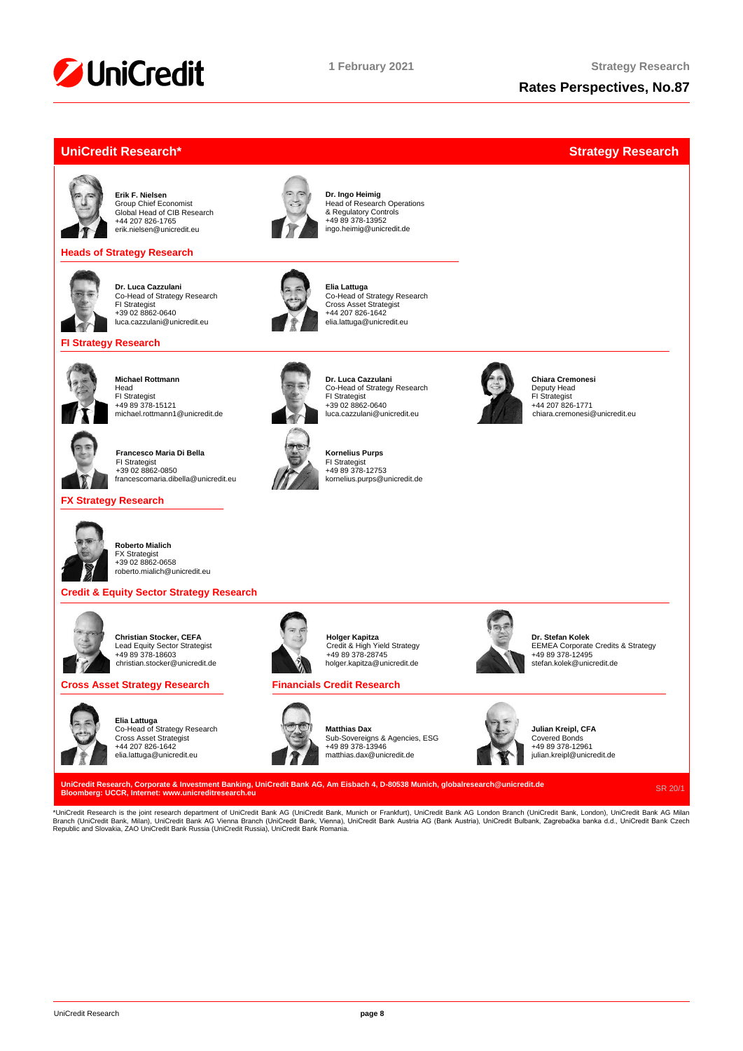## UniCredit Research*

## Strategy Research

**Erik F. Nielsen**
Group Chief Economist
Global Head of CIB Research
+44 207 826-1765
erik.nielsen@unicredit.eu

**Dr. Ingo Heimig**
Head of Research Operations
& Regulatory Controls
+49 89 378-13952
ingo.heimig@unicredit.de

### Heads of Strategy Research

**Dr. Luca Cazzulani**
Co-Head of Strategy Research
FI Strategist
+39 02 8862-0640
luca.cazzulani@unicredit.eu

**Elia Lattuga**
Co-Head of Strategy Research
Cross Asset Strategist
+44 207 826-1642
elia.lattuga@unicredit.eu

### FI Strategy Research

**Michael Rottmann**
Head
FI Strategist
+49 89 378-15121
michael.rottmann1@unicredit.de

**Dr. Luca Cazzulani**
Co-Head of Strategy Research
FI Strategist
+39 02 8862-0640
luca.cazzulani@unicredit.eu

**Chiara Cremonesi**
Deputy Head
FI Strategist
+44 207 826-1771
chiara.cremonesi@unicredit.eu

**Francesco Maria Di Bella**
FI Strategist
+39 02 8862-0850
francescomaria.dibella@unicredit.eu

**Kornelius Purps**
FI Strategist
+49 89 378-12753
kornelius.purps@unicredit.de

### FX Strategy Research

**Roberto Mialich**
FX Strategist
+39 02 8862-0658
roberto.mialich@unicredit.eu

### Credit & Equity Sector Strategy Research

**Christian Stocker, CEFA**
Lead Equity Sector Strategist
+49 89 378-18603
christian.stocker@unicredit.de

**Holger Kapitza**
Credit & High Yield Strategy
+49 89 378-28745
holger.kapitza@unicredit.de

**Dr. Stefan Kolek**
EEMEA Corporate Credits & Strategy
+49 89 378-12495
stefan.kolek@unicredit.de

### Cross Asset Strategy Research

**Elia Lattuga**
Co-Head of Strategy Research
Cross Asset Strategist
+44 207 826-1642
elia.lattuga@unicredit.eu

### Financials Credit Research

**Matthias Dax**
Sub-Sovereigns & Agencies, ESG
+49 89 378-13946
matthias.dax@unicredit.de

**Julian Kreipl, CFA**
Covered Bonds
+49 89 378-12961
julian.kreipl@unicredit.de

**UniCredit Research, Corporate & Investment Banking, UniCredit Bank AG, Am Eisbach 4, D-80538 Munich, globalresearch@unicredit.de**
**Bloomberg: UCCR, Internet: www.unicreditresearch.eu**

SR 20/1

*UniCredit Research is the joint research department of UniCredit Bank AG (UniCredit Bank, Munich or Frankfurt), UniCredit Bank AG London Branch (UniCredit Bank, London), UniCredit Bank AG Milan Branch (UniCredit Bank, Milan), UniCredit Bank AG Vienna Branch (UniCredit Bank, Vienna), UniCredit Bank Austria AG (Bank Austria), UniCredit Bulbank, Zagrebačka banka d.d., UniCredit Bank Czech Republic and Slovakia, ZAO UniCredit Bank Russia (UniCredit Russia), UniCredit Bank Romania.